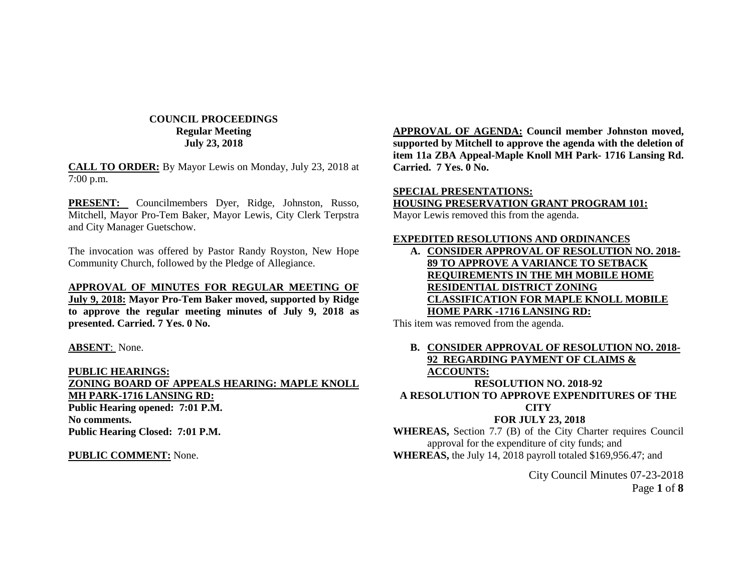# COUNCIL PROCEEDINGS
## Regular Meeting
## July 23, 2018

**CALL TO ORDER:** By Mayor Lewis on Monday, July 23, 2018 at 7:00 p.m.

**PRESENT:** Councilmembers Dyer, Ridge, Johnston, Russo, Mitchell, Mayor Pro-Tem Baker, Mayor Lewis, City Clerk Terpstra and City Manager Guetschow.

The invocation was offered by Pastor Randy Royston, New Hope Community Church, followed by the Pledge of Allegiance.

**APPROVAL OF MINUTES FOR REGULAR MEETING OF July 9, 2018: Mayor Pro-Tem Baker moved, supported by Ridge to approve the regular meeting minutes of July 9, 2018 as presented. Carried. 7 Yes. 0 No.**

**ABSENT**: None.

**PUBLIC HEARINGS:**
**ZONING BOARD OF APPEALS HEARING: MAPLE KNOLL MH PARK-1716 LANSING RD:**
**Public Hearing opened: 7:01 P.M.**
**No comments.**
**Public Hearing Closed: 7:01 P.M.**

**PUBLIC COMMENT:** None.

**APPROVAL OF AGENDA: Council member Johnston moved, supported by Mitchell to approve the agenda with the deletion of item 11a ZBA Appeal-Maple Knoll MH Park- 1716 Lansing Rd. Carried. 7 Yes. 0 No.**

**SPECIAL PRESENTATIONS:**
**HOUSING PRESERVATION GRANT PROGRAM 101:**
Mayor Lewis removed this from the agenda.

**EXPEDITED RESOLUTIONS AND ORDINANCES**

**A. CONSIDER APPROVAL OF RESOLUTION NO. 2018-89 TO APPROVE A VARIANCE TO SETBACK REQUIREMENTS IN THE MH MOBILE HOME RESIDENTIAL DISTRICT ZONING CLASSIFICATION FOR MAPLE KNOLL MOBILE HOME PARK -1716 LANSING RD:**

This item was removed from the agenda.

**B. CONSIDER APPROVAL OF RESOLUTION NO. 2018-92 REGARDING PAYMENT OF CLAIMS & ACCOUNTS:**

**RESOLUTION NO. 2018-92**
**A RESOLUTION TO APPROVE EXPENDITURES OF THE CITY**
**FOR JULY 23, 2018**

**WHEREAS,** Section 7.7 (B) of the City Charter requires Council approval for the expenditure of city funds; and

**WHEREAS,** the July 14, 2018 payroll totaled $169,956.47; and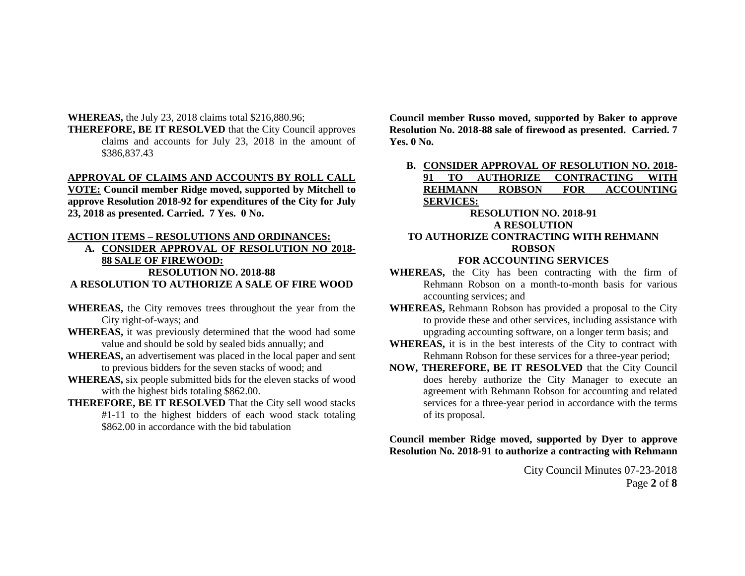**WHEREAS,** the July 23, 2018 claims total $216,880.96;

**THEREFORE, BE IT RESOLVED** that the City Council approves claims and accounts for July 23, 2018 in the amount of $386,837.43

**APPROVAL OF CLAIMS AND ACCOUNTS BY ROLL CALL VOTE: Council member Ridge moved, supported by Mitchell to approve Resolution 2018-92 for expenditures of the City for July 23, 2018 as presented. Carried. 7 Yes. 0 No.**

**ACTION ITEMS – RESOLUTIONS AND ORDINANCES:**

**A. CONSIDER APPROVAL OF RESOLUTION NO 2018-88 SALE OF FIREWOOD:**

**RESOLUTION NO. 2018-88**

**A RESOLUTION TO AUTHORIZE A SALE OF FIRE WOOD**

**WHEREAS,** the City removes trees throughout the year from the City right-of-ways; and

**WHEREAS,** it was previously determined that the wood had some value and should be sold by sealed bids annually; and

**WHEREAS,** an advertisement was placed in the local paper and sent to previous bidders for the seven stacks of wood; and

**WHEREAS,** six people submitted bids for the eleven stacks of wood with the highest bids totaling $862.00.

**THEREFORE, BE IT RESOLVED** That the City sell wood stacks #1-11 to the highest bidders of each wood stack totaling $862.00 in accordance with the bid tabulation

**Council member Russo moved, supported by Baker to approve Resolution No. 2018-88 sale of firewood as presented. Carried. 7 Yes. 0 No.**

**B. CONSIDER APPROVAL OF RESOLUTION NO. 2018-91 TO AUTHORIZE CONTRACTING WITH REHMANN ROBSON FOR ACCOUNTING SERVICES:**

**RESOLUTION NO. 2018-91**

**A RESOLUTION**

**TO AUTHORIZE CONTRACTING WITH REHMANN ROBSON**

**FOR ACCOUNTING SERVICES**

**WHEREAS,** the City has been contracting with the firm of Rehmann Robson on a month-to-month basis for various accounting services; and

**WHEREAS,** Rehmann Robson has provided a proposal to the City to provide these and other services, including assistance with upgrading accounting software, on a longer term basis; and

**WHEREAS,** it is in the best interests of the City to contract with Rehmann Robson for these services for a three-year period;

**NOW, THEREFORE, BE IT RESOLVED** that the City Council does hereby authorize the City Manager to execute an agreement with Rehmann Robson for accounting and related services for a three-year period in accordance with the terms of its proposal.

**Council member Ridge moved, supported by Dyer to approve Resolution No. 2018-91 to authorize a contracting with Rehmann**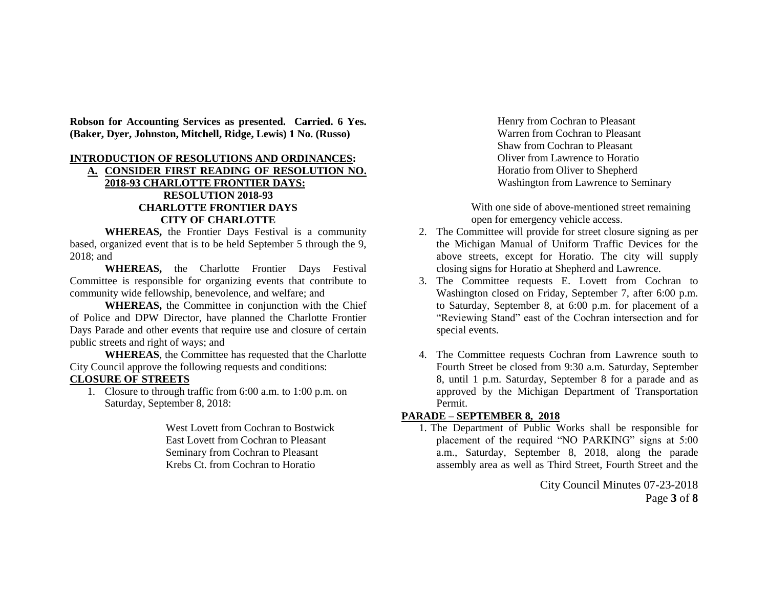**Robson for Accounting Services as presented. Carried. 6 Yes. (Baker, Dyer, Johnston, Mitchell, Ridge, Lewis) 1 No. (Russo)**

## INTRODUCTION OF RESOLUTIONS AND ORDINANCES:

**A. CONSIDER FIRST READING OF RESOLUTION NO. 2018-93 CHARLOTTE FRONTIER DAYS:**

**RESOLUTION 2018-93**
**CHARLOTTE FRONTIER DAYS**
**CITY OF CHARLOTTE**

**WHEREAS,** the Frontier Days Festival is a community based, organized event that is to be held September 5 through the 9, 2018; and

**WHEREAS,** the Charlotte Frontier Days Festival Committee is responsible for organizing events that contribute to community wide fellowship, benevolence, and welfare; and

**WHEREAS,** the Committee in conjunction with the Chief of Police and DPW Director, have planned the Charlotte Frontier Days Parade and other events that require use and closure of certain public streets and right of ways; and

**WHEREAS**, the Committee has requested that the Charlotte City Council approve the following requests and conditions:

**CLOSURE OF STREETS**

1. Closure to through traffic from 6:00 a.m. to 1:00 p.m. on Saturday, September 8, 2018:

   West Lovett from Cochran to Bostwick
   East Lovett from Cochran to Pleasant
   Seminary from Cochran to Pleasant
   Krebs Ct. from Cochran to Horatio
   Henry from Cochran to Pleasant
   Warren from Cochran to Pleasant
   Shaw from Cochran to Pleasant
   Oliver from Lawrence to Horatio
   Horatio from Oliver to Shepherd
   Washington from Lawrence to Seminary

   With one side of above-mentioned street remaining open for emergency vehicle access.

2. The Committee will provide for street closure signing as per the Michigan Manual of Uniform Traffic Devices for the above streets, except for Horatio. The city will supply closing signs for Horatio at Shepherd and Lawrence.
3. The Committee requests E. Lovett from Cochran to Washington closed on Friday, September 7, after 6:00 p.m. to Saturday, September 8, at 6:00 p.m. for placement of a "Reviewing Stand" east of the Cochran intersection and for special events.
4. The Committee requests Cochran from Lawrence south to Fourth Street be closed from 9:30 a.m. Saturday, September 8, until 1 p.m. Saturday, September 8 for a parade and as approved by the Michigan Department of Transportation Permit.

**PARADE – SEPTEMBER 8, 2018**

1. The Department of Public Works shall be responsible for placement of the required "NO PARKING" signs at 5:00 a.m., Saturday, September 8, 2018, along the parade assembly area as well as Third Street, Fourth Street and the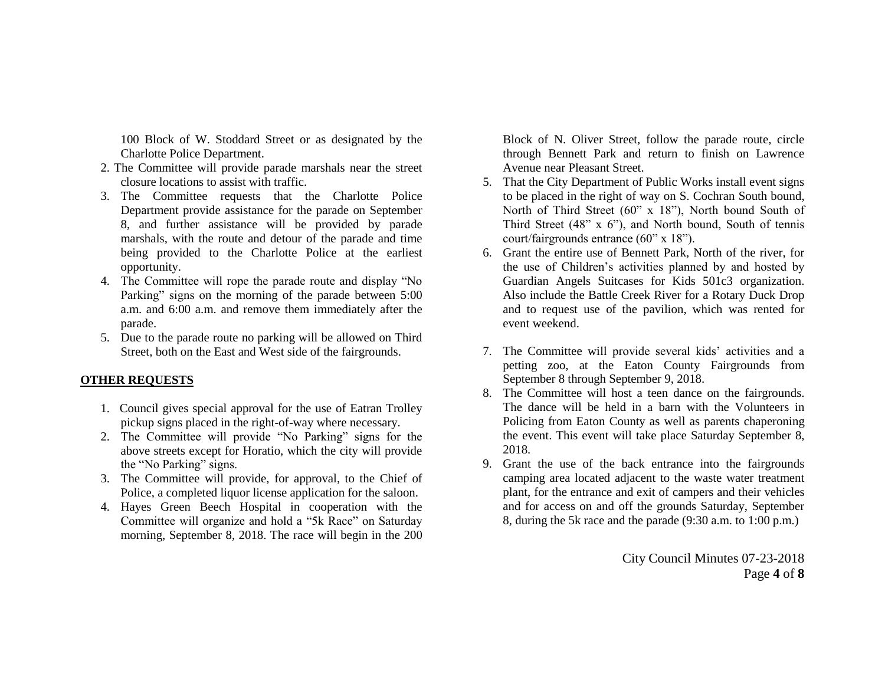100 Block of W. Stoddard Street or as designated by the Charlotte Police Department.

2. The Committee will provide parade marshals near the street closure locations to assist with traffic.
3. The Committee requests that the Charlotte Police Department provide assistance for the parade on September 8, and further assistance will be provided by parade marshals, with the route and detour of the parade and time being provided to the Charlotte Police at the earliest opportunity.
4. The Committee will rope the parade route and display "No Parking" signs on the morning of the parade between 5:00 a.m. and 6:00 a.m. and remove them immediately after the parade.
5. Due to the parade route no parking will be allowed on Third Street, both on the East and West side of the fairgrounds.

**OTHER REQUESTS**

1. Council gives special approval for the use of Eatran Trolley pickup signs placed in the right-of-way where necessary.
2. The Committee will provide "No Parking" signs for the above streets except for Horatio, which the city will provide the "No Parking" signs.
3. The Committee will provide, for approval, to the Chief of Police, a completed liquor license application for the saloon.
4. Hayes Green Beech Hospital in cooperation with the Committee will organize and hold a "5k Race" on Saturday morning, September 8, 2018. The race will begin in the 200 Block of N. Oliver Street, follow the parade route, circle through Bennett Park and return to finish on Lawrence Avenue near Pleasant Street.
5. That the City Department of Public Works install event signs to be placed in the right of way on S. Cochran South bound, North of Third Street (60" x 18"), North bound South of Third Street (48" x 6"), and North bound, South of tennis court/fairgrounds entrance (60" x 18").
6. Grant the entire use of Bennett Park, North of the river, for the use of Children's activities planned by and hosted by Guardian Angels Suitcases for Kids 501c3 organization. Also include the Battle Creek River for a Rotary Duck Drop and to request use of the pavilion, which was rented for event weekend.
7. The Committee will provide several kids' activities and a petting zoo, at the Eaton County Fairgrounds from September 8 through September 9, 2018.
8. The Committee will host a teen dance on the fairgrounds. The dance will be held in a barn with the Volunteers in Policing from Eaton County as well as parents chaperoning the event. This event will take place Saturday September 8, 2018.
9. Grant the use of the back entrance into the fairgrounds camping area located adjacent to the waste water treatment plant, for the entrance and exit of campers and their vehicles and for access on and off the grounds Saturday, September 8, during the 5k race and the parade (9:30 a.m. to 1:00 p.m.)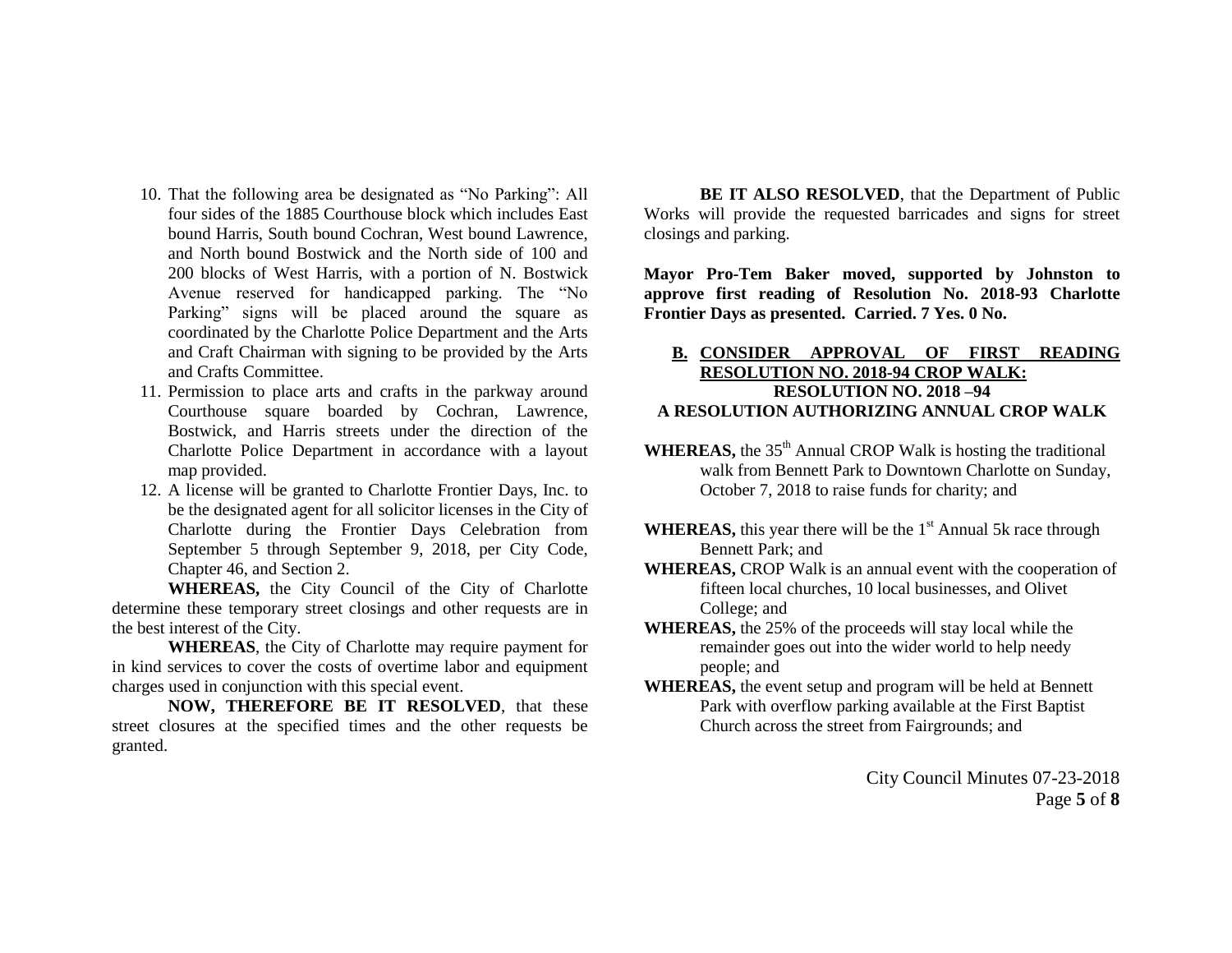10. That the following area be designated as "No Parking": All four sides of the 1885 Courthouse block which includes East bound Harris, South bound Cochran, West bound Lawrence, and North bound Bostwick and the North side of 100 and 200 blocks of West Harris, with a portion of N. Bostwick Avenue reserved for handicapped parking. The "No Parking" signs will be placed around the square as coordinated by the Charlotte Police Department and the Arts and Craft Chairman with signing to be provided by the Arts and Crafts Committee.
11. Permission to place arts and crafts in the parkway around Courthouse square boarded by Cochran, Lawrence, Bostwick, and Harris streets under the direction of the Charlotte Police Department in accordance with a layout map provided.
12. A license will be granted to Charlotte Frontier Days, Inc. to be the designated agent for all solicitor licenses in the City of Charlotte during the Frontier Days Celebration from September 5 through September 9, 2018, per City Code, Chapter 46, and Section 2.

**WHEREAS,** the City Council of the City of Charlotte determine these temporary street closings and other requests are in the best interest of the City.

**WHEREAS**, the City of Charlotte may require payment for in kind services to cover the costs of overtime labor and equipment charges used in conjunction with this special event.

**NOW, THEREFORE BE IT RESOLVED**, that these street closures at the specified times and the other requests be granted.

**BE IT ALSO RESOLVED**, that the Department of Public Works will provide the requested barricades and signs for street closings and parking.

**Mayor Pro-Tem Baker moved, supported by Johnston to approve first reading of Resolution No. 2018-93 Charlotte Frontier Days as presented. Carried. 7 Yes. 0 No.**

**B. CONSIDER APPROVAL OF FIRST READING RESOLUTION NO. 2018-94 CROP WALK:**

**RESOLUTION NO. 2018 –94**

**A RESOLUTION AUTHORIZING ANNUAL CROP WALK**

**WHEREAS,** the 35th Annual CROP Walk is hosting the traditional walk from Bennett Park to Downtown Charlotte on Sunday, October 7, 2018 to raise funds for charity; and

**WHEREAS,** this year there will be the 1st Annual 5k race through Bennett Park; and

**WHEREAS,** CROP Walk is an annual event with the cooperation of fifteen local churches, 10 local businesses, and Olivet College; and

**WHEREAS,** the 25% of the proceeds will stay local while the remainder goes out into the wider world to help needy people; and

**WHEREAS,** the event setup and program will be held at Bennett Park with overflow parking available at the First Baptist Church across the street from Fairgrounds; and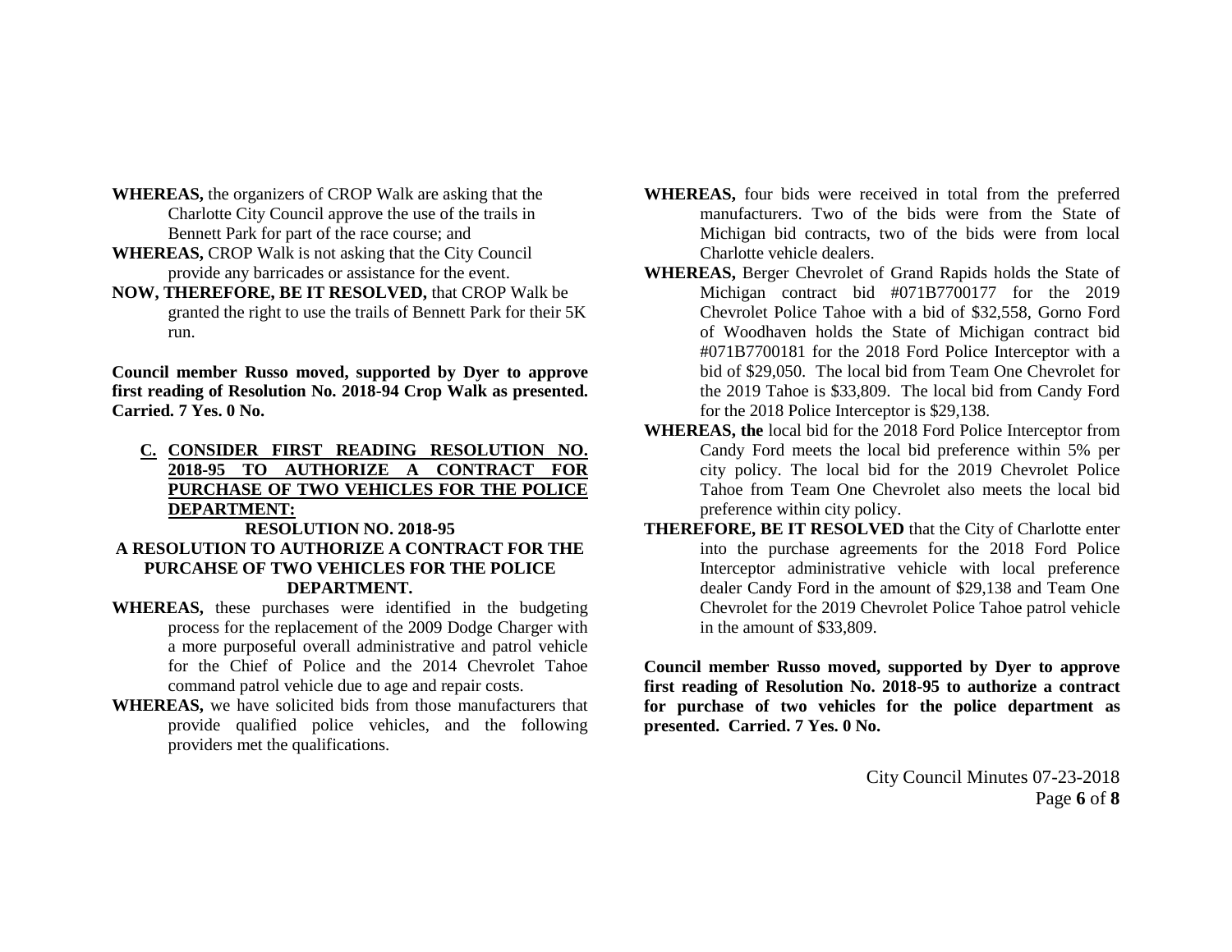**WHEREAS,** the organizers of CROP Walk are asking that the Charlotte City Council approve the use of the trails in Bennett Park for part of the race course; and

**WHEREAS,** CROP Walk is not asking that the City Council provide any barricades or assistance for the event.

**NOW, THEREFORE, BE IT RESOLVED,** that CROP Walk be granted the right to use the trails of Bennett Park for their 5K run.

**Council member Russo moved, supported by Dyer to approve first reading of Resolution No. 2018-94 Crop Walk as presented. Carried. 7 Yes. 0 No.**

**C. <u>CONSIDER FIRST READING RESOLUTION NO. 2018-95 TO AUTHORIZE A CONTRACT FOR PURCHASE OF TWO VEHICLES FOR THE POLICE DEPARTMENT:</u>**

**RESOLUTION NO. 2018-95**

**A RESOLUTION TO AUTHORIZE A CONTRACT FOR THE PURCAHSE OF TWO VEHICLES FOR THE POLICE DEPARTMENT.**

**WHEREAS,** these purchases were identified in the budgeting process for the replacement of the 2009 Dodge Charger with a more purposeful overall administrative and patrol vehicle for the Chief of Police and the 2014 Chevrolet Tahoe command patrol vehicle due to age and repair costs.

**WHEREAS,** we have solicited bids from those manufacturers that provide qualified police vehicles, and the following providers met the qualifications.

**WHEREAS,** four bids were received in total from the preferred manufacturers. Two of the bids were from the State of Michigan bid contracts, two of the bids were from local Charlotte vehicle dealers.

**WHEREAS,** Berger Chevrolet of Grand Rapids holds the State of Michigan contract bid #071B7700177 for the 2019 Chevrolet Police Tahoe with a bid of $32,558, Gorno Ford of Woodhaven holds the State of Michigan contract bid #071B7700181 for the 2018 Ford Police Interceptor with a bid of $29,050. The local bid from Team One Chevrolet for the 2019 Tahoe is $33,809. The local bid from Candy Ford for the 2018 Police Interceptor is $29,138.

**WHEREAS, the** local bid for the 2018 Ford Police Interceptor from Candy Ford meets the local bid preference within 5% per city policy. The local bid for the 2019 Chevrolet Police Tahoe from Team One Chevrolet also meets the local bid preference within city policy.

**THEREFORE, BE IT RESOLVED** that the City of Charlotte enter into the purchase agreements for the 2018 Ford Police Interceptor administrative vehicle with local preference dealer Candy Ford in the amount of $29,138 and Team One Chevrolet for the 2019 Chevrolet Police Tahoe patrol vehicle in the amount of $33,809.

**Council member Russo moved, supported by Dyer to approve first reading of Resolution No. 2018-95 to authorize a contract for purchase of two vehicles for the police department as presented. Carried. 7 Yes. 0 No.**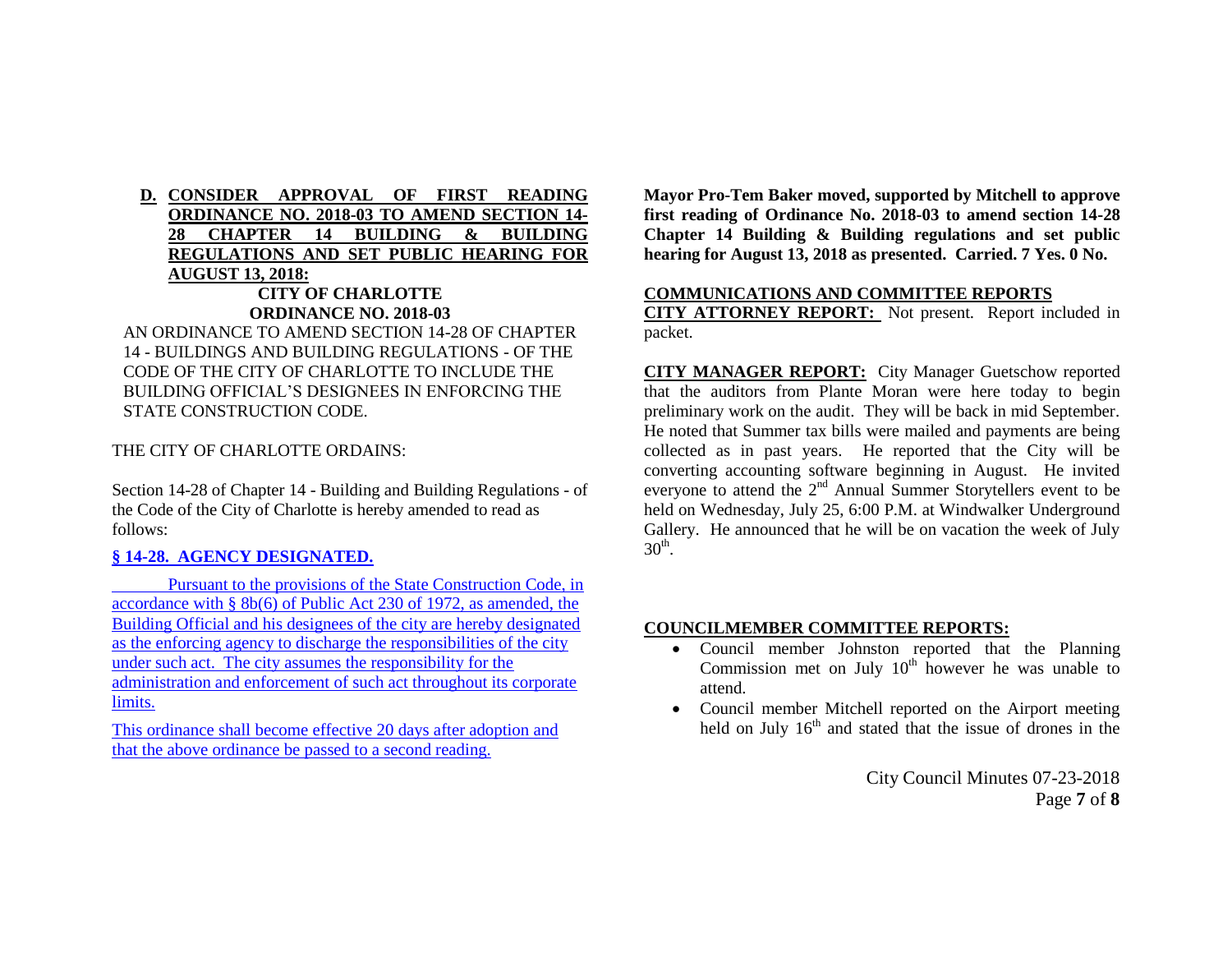**D. CONSIDER APPROVAL OF FIRST READING ORDINANCE NO. 2018-03 TO AMEND SECTION 14-28 CHAPTER 14 BUILDING & BUILDING REGULATIONS AND SET PUBLIC HEARING FOR AUGUST 13, 2018:**

**CITY OF CHARLOTTE**
**ORDINANCE NO. 2018-03**

AN ORDINANCE TO AMEND SECTION 14-28 OF CHAPTER 14 - BUILDINGS AND BUILDING REGULATIONS - OF THE CODE OF THE CITY OF CHARLOTTE TO INCLUDE THE BUILDING OFFICIAL'S DESIGNEES IN ENFORCING THE STATE CONSTRUCTION CODE.

THE CITY OF CHARLOTTE ORDAINS:

Section 14-28 of Chapter 14 - Building and Building Regulations - of the Code of the City of Charlotte is hereby amended to read as follows:

**§ 14-28. AGENCY DESIGNATED.**

Pursuant to the provisions of the State Construction Code, in accordance with § 8b(6) of Public Act 230 of 1972, as amended, the Building Official and his designees of the city are hereby designated as the enforcing agency to discharge the responsibilities of the city under such act. The city assumes the responsibility for the administration and enforcement of such act throughout its corporate limits.

This ordinance shall become effective 20 days after adoption and that the above ordinance be passed to a second reading.

**Mayor Pro-Tem Baker moved, supported by Mitchell to approve first reading of Ordinance No. 2018-03 to amend section 14-28 Chapter 14 Building & Building regulations and set public hearing for August 13, 2018 as presented. Carried. 7 Yes. 0 No.**

**COMMUNICATIONS AND COMMITTEE REPORTS**

**CITY ATTORNEY REPORT:** Not present. Report included in packet.

**CITY MANAGER REPORT:** City Manager Guetschow reported that the auditors from Plante Moran were here today to begin preliminary work on the audit. They will be back in mid September. He noted that Summer tax bills were mailed and payments are being collected as in past years. He reported that the City will be converting accounting software beginning in August. He invited everyone to attend the 2nd Annual Summer Storytellers event to be held on Wednesday, July 25, 6:00 P.M. at Windwalker Underground Gallery. He announced that he will be on vacation the week of July 30th.

**COUNCILMEMBER COMMITTEE REPORTS:**

- Council member Johnston reported that the Planning Commission met on July 10th however he was unable to attend.
- Council member Mitchell reported on the Airport meeting held on July 16th and stated that the issue of drones in the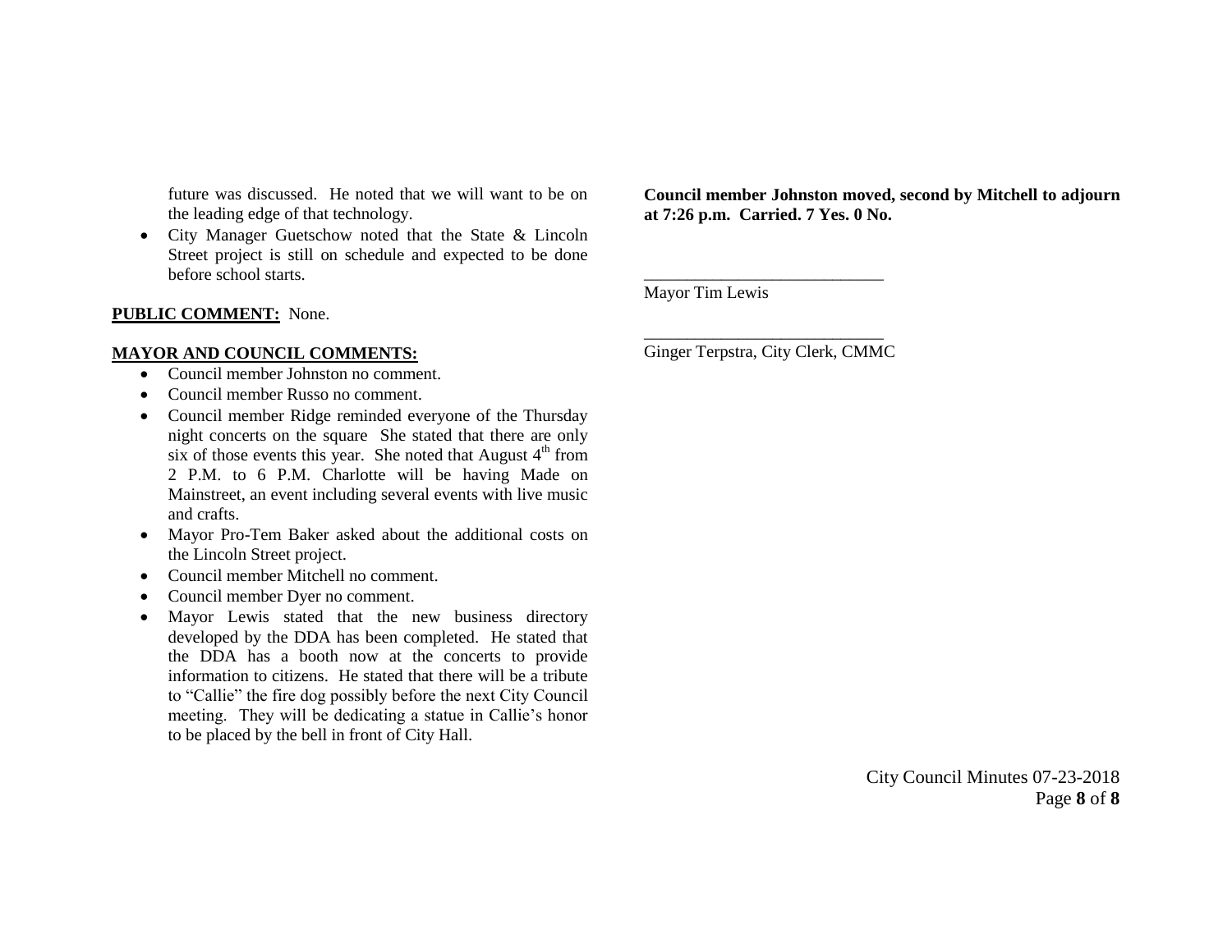future was discussed. He noted that we will want to be on the leading edge of that technology.

- City Manager Guetschow noted that the State & Lincoln Street project is still on schedule and expected to be done before school starts.

**PUBLIC COMMENT:** None.

**MAYOR AND COUNCIL COMMENTS:**

- Council member Johnston no comment.
- Council member Russo no comment.
- Council member Ridge reminded everyone of the Thursday night concerts on the square She stated that there are only six of those events this year. She noted that August 4th from 2 P.M. to 6 P.M. Charlotte will be having Made on Mainstreet, an event including several events with live music and crafts.
- Mayor Pro-Tem Baker asked about the additional costs on the Lincoln Street project.
- Council member Mitchell no comment.
- Council member Dyer no comment.
- Mayor Lewis stated that the new business directory developed by the DDA has been completed. He stated that the DDA has a booth now at the concerts to provide information to citizens. He stated that there will be a tribute to "Callie" the fire dog possibly before the next City Council meeting. They will be dedicating a statue in Callie's honor to be placed by the bell in front of City Hall.

**Council member Johnston moved, second by Mitchell to adjourn at 7:26 p.m. Carried. 7 Yes. 0 No.**

_____________________________
Mayor Tim Lewis

_____________________________
Ginger Terpstra, City Clerk, CMMC